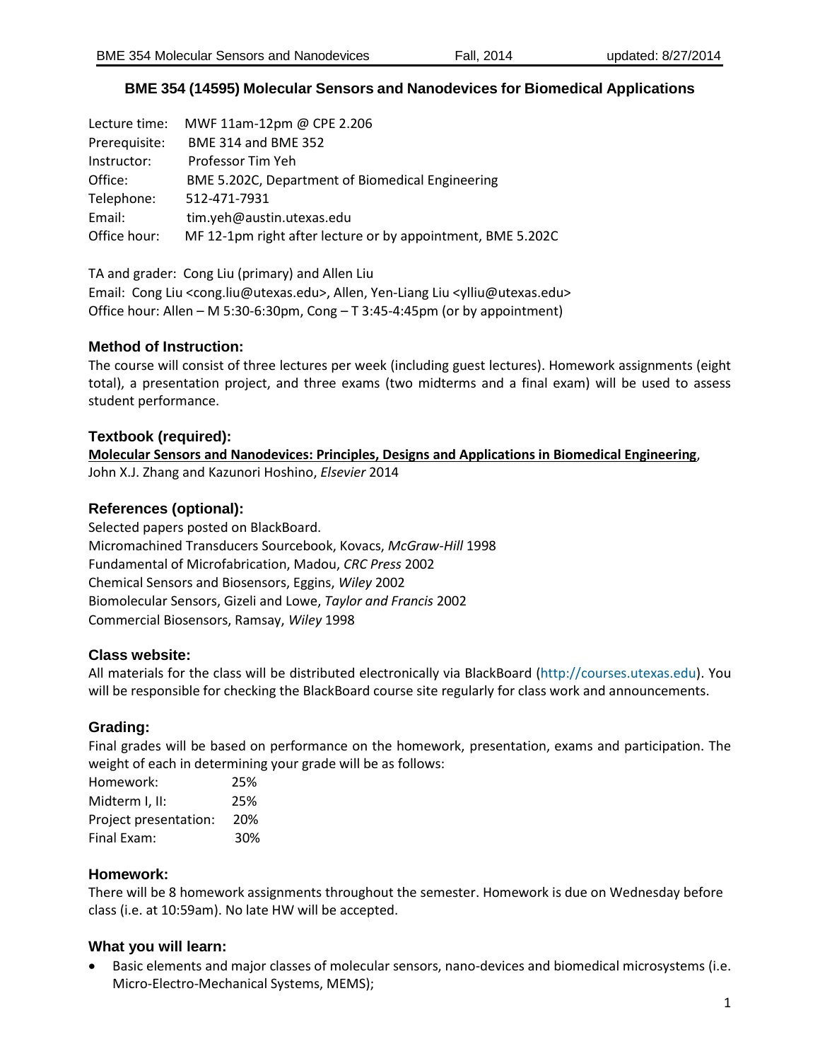# BME 354 (14595) Molecular Sensors and Nanodevices for Biomedical Applications

Lecture time: MWF 11am-12pm @ CPE 2.206
Prerequisite: BME 314 and BME 352
Instructor: Professor Tim Yeh
Office: BME 5.202C, Department of Biomedical Engineering
Telephone: 512-471-7931
Email: tim.yeh@austin.utexas.edu
Office hour: MF 12-1pm right after lecture or by appointment, BME 5.202C

TA and grader: Cong Liu (primary) and Allen Liu
Email: Cong Liu <cong.liu@utexas.edu>, Allen, Yen-Liang Liu <ylliu@utexas.edu>
Office hour: Allen – M 5:30-6:30pm, Cong – T 3:45-4:45pm (or by appointment)

## Method of Instruction:

The course will consist of three lectures per week (including guest lectures). Homework assignments (eight total), a presentation project, and three exams (two midterms and a final exam) will be used to assess student performance.

## Textbook (required):

**Molecular Sensors and Nanodevices: Principles, Designs and Applications in Biomedical Engineering**, John X.J. Zhang and Kazunori Hoshino, *Elsevier* 2014

## References (optional):

Selected papers posted on BlackBoard.
Micromachined Transducers Sourcebook, Kovacs, *McGraw-Hill* 1998
Fundamental of Microfabrication, Madou, *CRC Press* 2002
Chemical Sensors and Biosensors, Eggins, *Wiley* 2002
Biomolecular Sensors, Gizeli and Lowe, *Taylor and Francis* 2002
Commercial Biosensors, Ramsay, *Wiley* 1998

## Class website:

All materials for the class will be distributed electronically via BlackBoard (http://courses.utexas.edu). You will be responsible for checking the BlackBoard course site regularly for class work and announcements.

## Grading:

Final grades will be based on performance on the homework, presentation, exams and participation. The weight of each in determining your grade will be as follows:

| | |
|---|---|
| Homework: | 25% |
| Midterm I, II: | 25% |
| Project presentation: | 20% |
| Final Exam: | 30% |

## Homework:

There will be 8 homework assignments throughout the semester. Homework is due on Wednesday before class (i.e. at 10:59am). No late HW will be accepted.

## What you will learn:

- Basic elements and major classes of molecular sensors, nano-devices and biomedical microsystems (i.e. Micro-Electro-Mechanical Systems, MEMS);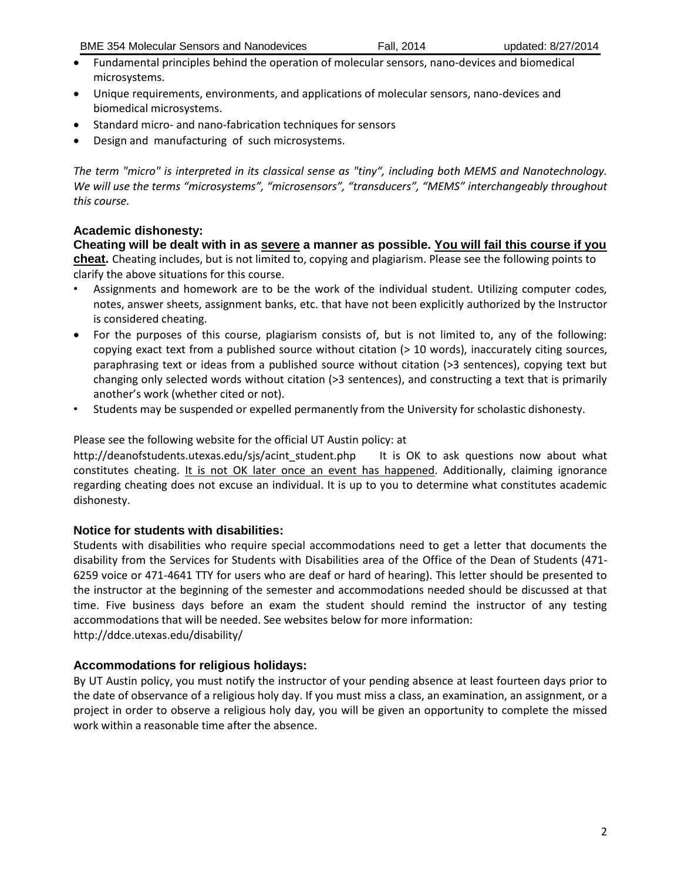- Fundamental principles behind the operation of molecular sensors, nano-devices and biomedical microsystems.
- Unique requirements, environments, and applications of molecular sensors, nano-devices and biomedical microsystems.
- Standard micro- and nano-fabrication techniques for sensors
- Design and manufacturing of such microsystems.

*The term "micro" is interpreted in its classical sense as "tiny", including both MEMS and Nanotechnology. We will use the terms "microsystems", "microsensors", "transducers", "MEMS" interchangeably throughout this course.*

### Academic dishonesty:

**Cheating will be dealt with in as <u>severe</u> a manner as possible. <u>You will fail this course if you cheat</u>.** Cheating includes, but is not limited to, copying and plagiarism. Please see the following points to clarify the above situations for this course.

- Assignments and homework are to be the work of the individual student. Utilizing computer codes, notes, answer sheets, assignment banks, etc. that have not been explicitly authorized by the Instructor is considered cheating.
- For the purposes of this course, plagiarism consists of, but is not limited to, any of the following: copying exact text from a published source without citation (> 10 words), inaccurately citing sources, paraphrasing text or ideas from a published source without citation (>3 sentences), copying text but changing only selected words without citation (>3 sentences), and constructing a text that is primarily another's work (whether cited or not).
- Students may be suspended or expelled permanently from the University for scholastic dishonesty.

Please see the following website for the official UT Austin policy: at http://deanofstudents.utexas.edu/sjs/acint_student.php It is OK to ask questions now about what constitutes cheating. <u>It is not OK later once an event has happened</u>. Additionally, claiming ignorance regarding cheating does not excuse an individual. It is up to you to determine what constitutes academic dishonesty.

### Notice for students with disabilities:

Students with disabilities who require special accommodations need to get a letter that documents the disability from the Services for Students with Disabilities area of the Office of the Dean of Students (471-6259 voice or 471-4641 TTY for users who are deaf or hard of hearing). This letter should be presented to the instructor at the beginning of the semester and accommodations needed should be discussed at that time. Five business days before an exam the student should remind the instructor of any testing accommodations that will be needed. See websites below for more information:
http://ddce.utexas.edu/disability/

### Accommodations for religious holidays:

By UT Austin policy, you must notify the instructor of your pending absence at least fourteen days prior to the date of observance of a religious holy day. If you must miss a class, an examination, an assignment, or a project in order to observe a religious holy day, you will be given an opportunity to complete the missed work within a reasonable time after the absence.